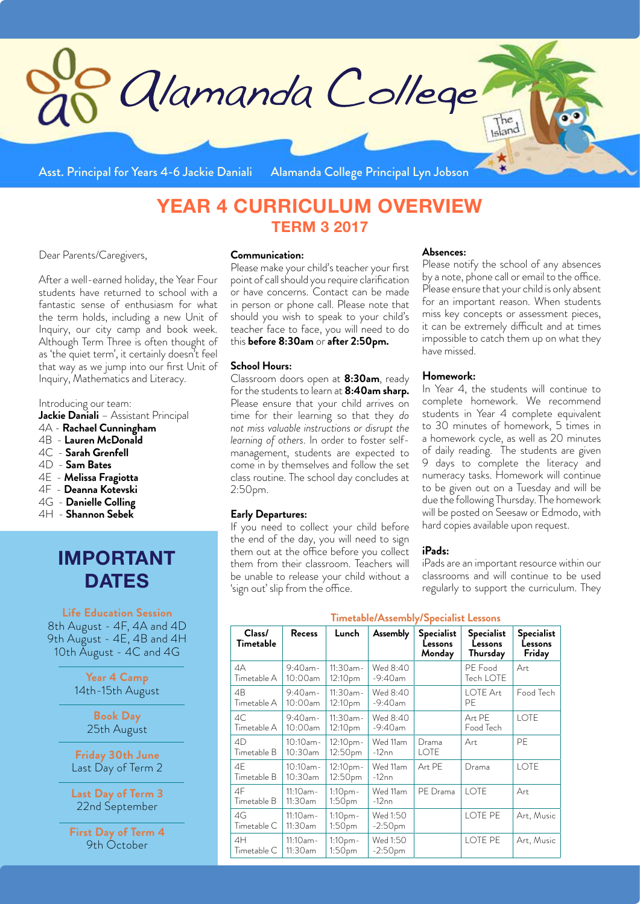# Alamanda College

Asst. Principal for Years 4-6 Jackie Daniali    Alamanda College Principal Lyn Jobson

## YEAR 4 CURRICULUM OVERVIEW
### TERM 3 2017

Dear Parents/Caregivers,

After a well-earned holiday, the Year Four students have returned to school with a fantastic sense of enthusiasm for what the term holds, including a new Unit of Inquiry, our city camp and book week. Although Term Three is often thought of as 'the quiet term', it certainly doesn't feel that way as we jump into our first Unit of Inquiry, Mathematics and Literacy.

Introducing our team:

**Jackie Daniali** – Assistant Principal
4A - **Rachael Cunningham**
4B - **Lauren McDonald**
4C - **Sarah Grenfell**
4D - **Sam Bates**
4E - **Melissa Fragiotta**
4F - **Deanna Kotevski**
4G - **Danielle Colling**
4H - **Shannon Sebek**

## IMPORTANT DATES

**Life Education Session**
8th August - 4F, 4A and 4D
9th August - 4E, 4B and 4H
10th August - 4C and 4G

**Year 4 Camp**
14th-15th August

**Book Day**
25th August

**Friday 30th June**
Last Day of Term 2

**Last Day of Term 3**
22nd September

**First Day of Term 4**
9th October

**Communication:**

Please make your child's teacher your first point of call should you require clarification or have concerns. Contact can be made in person or phone call. Please note that should you wish to speak to your child's teacher face to face, you will need to do this **before 8:30am** or **after 2:50pm.**

**School Hours:**

Classroom doors open at **8:30am**, ready for the students to learn at **8:40am sharp.** Please ensure that your child arrives on time for their learning so that they *do not miss valuable instructions or disrupt the learning of others*. In order to foster self-management, students are expected to come in by themselves and follow the set class routine. The school day concludes at 2:50pm.

**Early Departures:**

If you need to collect your child before the end of the day, you will need to sign them out at the office before you collect them from their classroom. Teachers will be unable to release your child without a 'sign out' slip from the office.

**Absences:**

Please notify the school of any absences by a note, phone call or email to the office. Please ensure that your child is only absent for an important reason. When students miss key concepts or assessment pieces, it can be extremely difficult and at times impossible to catch them up on what they have missed.

**Homework:**

In Year 4, the students will continue to complete homework. We recommend students in Year 4 complete equivalent to 30 minutes of homework, 5 times in a homework cycle, as well as 20 minutes of daily reading. The students are given 9 days to complete the literacy and numeracy tasks. Homework will continue to be given out on a Tuesday and will be due the following Thursday. The homework will be posted on Seesaw or Edmodo, with hard copies available upon request.

**iPads:**

iPads are an important resource within our classrooms and will continue to be used regularly to support the curriculum. They

**Timetable/Assembly/Specialist Lessons**

| Class/ Timetable | Recess | Lunch | Assembly | Specialist Lessons Monday | Specialist Lessons Thursday | Specialist Lessons Friday |
|---|---|---|---|---|---|---|
| 4A Timetable A | 9:40am-10:00am | 11:30am-12:10pm | Wed 8:40 -9:40am | | PE Food Tech LOTE | Art |
| 4B Timetable A | 9:40am-10:00am | 11:30am-12:10pm | Wed 8:40 -9:40am | | LOTE Art PE | Food Tech |
| 4C Timetable A | 9:40am-10:00am | 11:30am-12:10pm | Wed 8:40 -9:40am | | Art PE Food Tech | LOTE |
| 4D Timetable B | 10:10am-10:30am | 12:10pm-12:50pm | Wed 11am -12nn | Drama LOTE | Art | PE |
| 4E Timetable B | 10:10am-10:30am | 12:10pm-12:50pm | Wed 11am -12nn | Art PE | Drama | LOTE |
| 4F Timetable B | 11:10am-11:30am | 1:10pm-1:50pm | Wed 11am -12nn | PE Drama | LOTE | Art |
| 4G Timetable C | 11:10am-11:30am | 1:10pm-1:50pm | Wed 1:50 -2:50pm | | LOTE PE | Art, Music |
| 4H Timetable C | 11:10am-11:30am | 1:10pm-1:50pm | Wed 1:50 -2:50pm | | LOTE PE | Art, Music |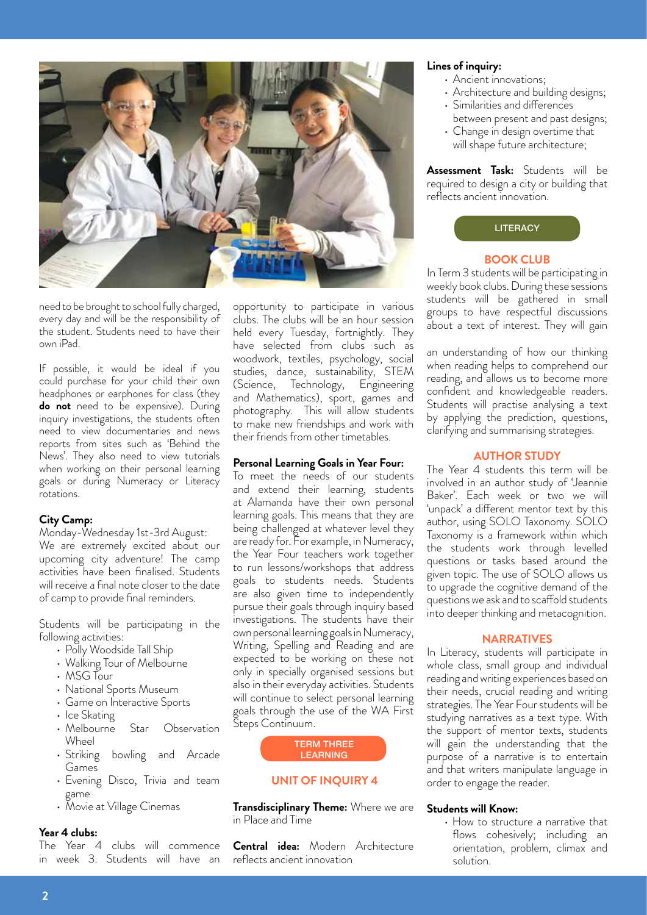need to be brought to school fully charged, every day and will be the responsibility of the student. Students need to have their own iPad.

If possible, it would be ideal if you could purchase for your child their own headphones or earphones for class (they **do not** need to be expensive). During inquiry investigations, the students often need to view documentaries and news reports from sites such as 'Behind the News'. They also need to view tutorials when working on their personal learning goals or during Numeracy or Literacy rotations.

### City Camp:

Monday-Wednesday 1st-3rd August:
We are extremely excited about our upcoming city adventure! The camp activities have been finalised. Students will receive a final note closer to the date of camp to provide final reminders.

Students will be participating in the following activities:

- Polly Woodside Tall Ship
- Walking Tour of Melbourne
- MSG Tour
- National Sports Museum
- Game on Interactive Sports
- Ice Skating
- Melbourne Star Observation Wheel
- Striking bowling and Arcade Games
- Evening Disco, Trivia and team game
- Movie at Village Cinemas

### Year 4 clubs:

The Year 4 clubs will commence in week 3. Students will have an opportunity to participate in various clubs. The clubs will be an hour session held every Tuesday, fortnightly. They have selected from clubs such as woodwork, textiles, psychology, social studies, dance, sustainability, STEM (Science, Technology, Engineering and Mathematics), sport, games and photography. This will allow students to make new friendships and work with their friends from other timetables.

### Personal Learning Goals in Year Four:

To meet the needs of our students and extend their learning, students at Alamanda have their own personal learning goals. This means that they are being challenged at whatever level they are ready for. For example, in Numeracy, the Year Four teachers work together to run lessons/workshops that address goals to students needs. Students are also given time to independently pursue their goals through inquiry based investigations. The students have their own personal learning goals in Numeracy, Writing, Spelling and Reading and are expected to be working on these not only in specially organised sessions but also in their everyday activities. Students will continue to select personal learning goals through the use of the WA First Steps Continuum.

## TERM THREE LEARNING

### UNIT OF INQUIRY 4

**Transdisciplinary Theme:** Where we are in Place and Time

**Central idea:** Modern Architecture reflects ancient innovation

**Lines of inquiry:**

- Ancient innovations;
- Architecture and building designs;
- Similarities and differences between present and past designs;
- Change in design overtime that will shape future architecture;

**Assessment Task:** Students will be required to design a city or building that reflects ancient innovation.

## LITERACY

### BOOK CLUB

In Term 3 students will be participating in weekly book clubs. During these sessions students will be gathered in small groups to have respectful discussions about a text of interest. They will gain an understanding of how our thinking when reading helps to comprehend our reading, and allows us to become more confident and knowledgeable readers. Students will practise analysing a text by applying the prediction, questions, clarifying and summarising strategies.

### AUTHOR STUDY

The Year 4 students this term will be involved in an author study of 'Jeannie Baker'. Each week or two we will 'unpack' a different mentor text by this author, using SOLO Taxonomy. SOLO Taxonomy is a framework within which the students work through levelled questions or tasks based around the given topic. The use of SOLO allows us to upgrade the cognitive demand of the questions we ask and to scaffold students into deeper thinking and metacognition.

### NARRATIVES

In Literacy, students will participate in whole class, small group and individual reading and writing experiences based on their needs, crucial reading and writing strategies. The Year Four students will be studying narratives as a text type. With the support of mentor texts, students will gain the understanding that the purpose of a narrative is to entertain and that writers manipulate language in order to engage the reader.

**Students will Know:**

- How to structure a narrative that flows cohesively; including an orientation, problem, climax and solution.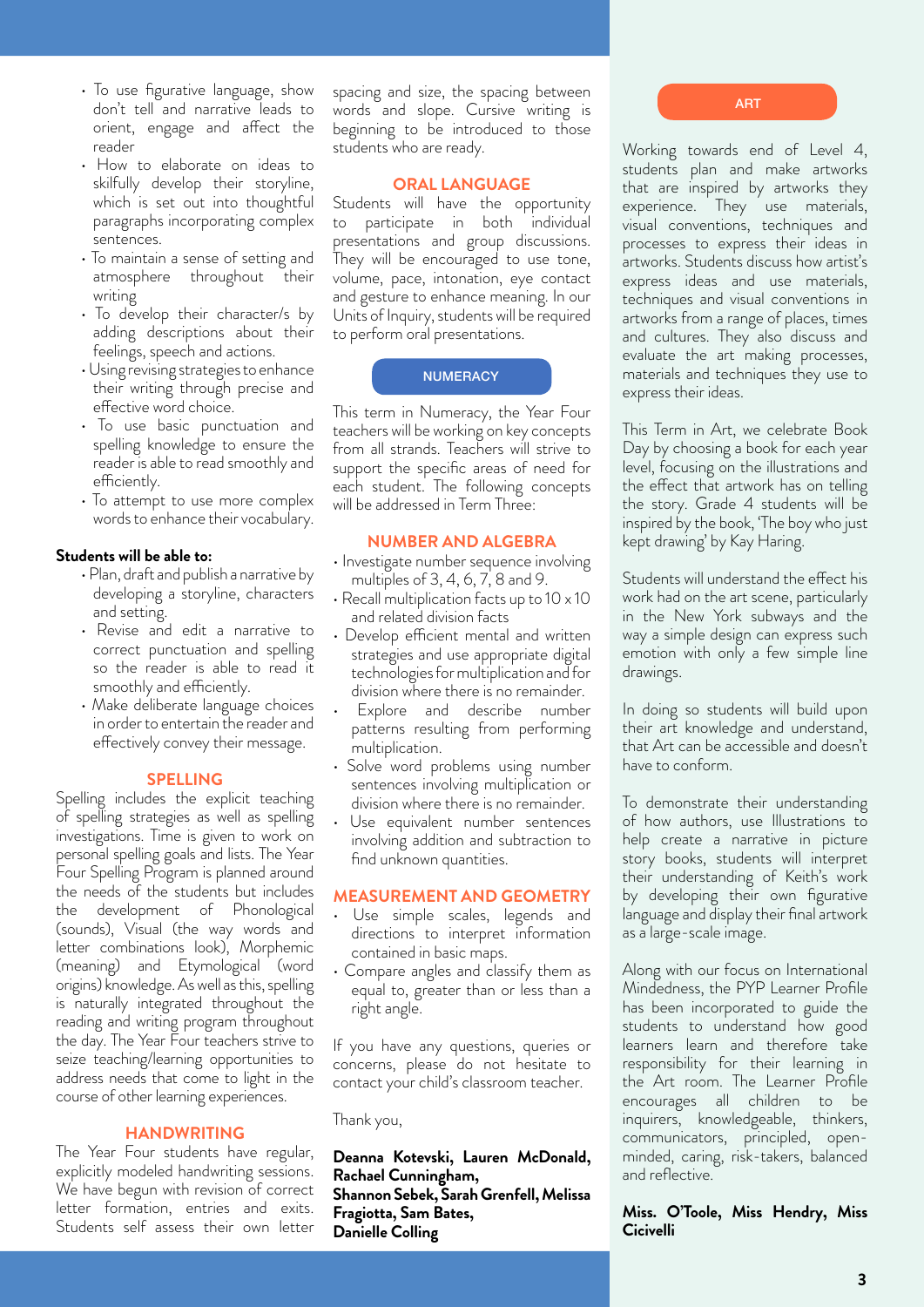- To use figurative language, show don't tell and narrative leads to orient, engage and affect the reader
- How to elaborate on ideas to skilfully develop their storyline, which is set out into thoughtful paragraphs incorporating complex sentences.
- To maintain a sense of setting and atmosphere throughout their writing
- To develop their character/s by adding descriptions about their feelings, speech and actions.
- Using revising strategies to enhance their writing through precise and effective word choice.
- To use basic punctuation and spelling knowledge to ensure the reader is able to read smoothly and efficiently.
- To attempt to use more complex words to enhance their vocabulary.

**Students will be able to:**

- Plan, draft and publish a narrative by developing a storyline, characters and setting.
- Revise and edit a narrative to correct punctuation and spelling so the reader is able to read it smoothly and efficiently.
- Make deliberate language choices in order to entertain the reader and effectively convey their message.

## SPELLING

Spelling includes the explicit teaching of spelling strategies as well as spelling investigations. Time is given to work on personal spelling goals and lists. The Year Four Spelling Program is planned around the needs of the students but includes the development of Phonological (sounds), Visual (the way words and letter combinations look), Morphemic (meaning) and Etymological (word origins) knowledge. As well as this, spelling is naturally integrated throughout the reading and writing program throughout the day. The Year Four teachers strive to seize teaching/learning opportunities to address needs that come to light in the course of other learning experiences.

## HANDWRITING

The Year Four students have regular, explicitly modeled handwriting sessions. We have begun with revision of correct letter formation, entries and exits. Students self assess their own letter spacing and size, the spacing between words and slope. Cursive writing is beginning to be introduced to those students who are ready.

## ORAL LANGUAGE

Students will have the opportunity to participate in both individual presentations and group discussions. They will be encouraged to use tone, volume, pace, intonation, eye contact and gesture to enhance meaning. In our Units of Inquiry, students will be required to perform oral presentations.

## NUMERACY

This term in Numeracy, the Year Four teachers will be working on key concepts from all strands. Teachers will strive to support the specific areas of need for each student. The following concepts will be addressed in Term Three:

### NUMBER AND ALGEBRA

- Investigate number sequence involving multiples of 3, 4, 6, 7, 8 and 9.
- Recall multiplication facts up to 10 x 10 and related division facts
- Develop efficient mental and written strategies and use appropriate digital technologies for multiplication and for division where there is no remainder.
- Explore and describe number patterns resulting from performing multiplication.
- Solve word problems using number sentences involving multiplication or division where there is no remainder.
- Use equivalent number sentences involving addition and subtraction to find unknown quantities.

### MEASUREMENT AND GEOMETRY

- Use simple scales, legends and directions to interpret information contained in basic maps.
- Compare angles and classify them as equal to, greater than or less than a right angle.

If you have any questions, queries or concerns, please do not hesitate to contact your child's classroom teacher.

Thank you,

**Deanna Kotevski, Lauren McDonald, Rachael Cunningham, Shannon Sebek, Sarah Grenfell, Melissa Fragiotta, Sam Bates, Danielle Colling**

## ART

Working towards end of Level 4, students plan and make artworks that are inspired by artworks they experience. They use materials, visual conventions, techniques and processes to express their ideas in artworks. Students discuss how artist's express ideas and use materials, techniques and visual conventions in artworks from a range of places, times and cultures. They also discuss and evaluate the art making processes, materials and techniques they use to express their ideas.

This Term in Art, we celebrate Book Day by choosing a book for each year level, focusing on the illustrations and the effect that artwork has on telling the story. Grade 4 students will be inspired by the book, 'The boy who just kept drawing' by Kay Haring.

Students will understand the effect his work had on the art scene, particularly in the New York subways and the way a simple design can express such emotion with only a few simple line drawings.

In doing so students will build upon their art knowledge and understand, that Art can be accessible and doesn't have to conform.

To demonstrate their understanding of how authors, use Illustrations to help create a narrative in picture story books, students will interpret their understanding of Keith's work by developing their own figurative language and display their final artwork as a large-scale image.

Along with our focus on International Mindedness, the PYP Learner Profile has been incorporated to guide the students to understand how good learners learn and therefore take responsibility for their learning in the Art room. The Learner Profile encourages all children to be inquirers, knowledgeable, thinkers, communicators, principled, open-minded, caring, risk-takers, balanced and reflective.

**Miss. O'Toole, Miss Hendry, Miss Cicivelli**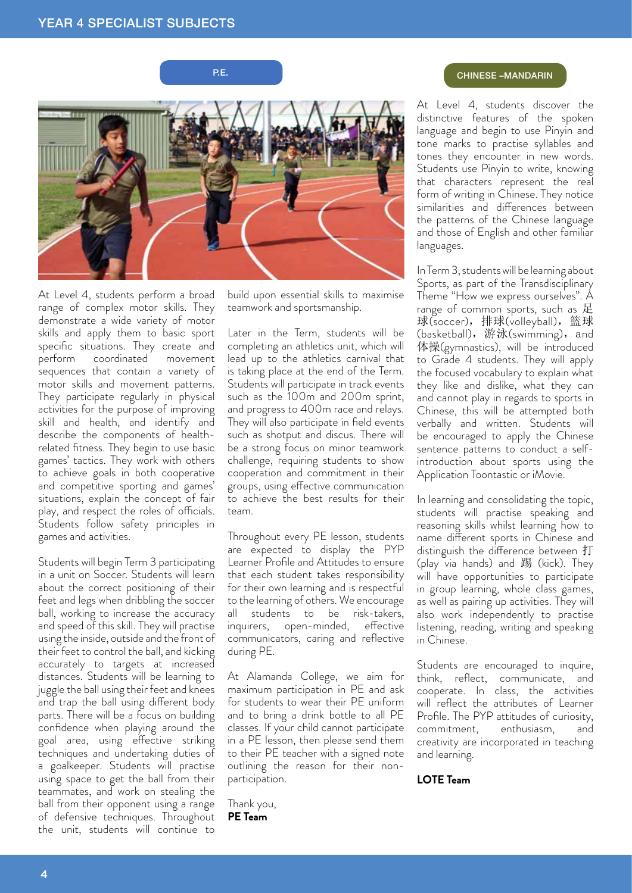# YEAR 4 SPECIALIST SUBJECTS

## P.E.

At Level 4, students perform a broad range of complex motor skills. They demonstrate a wide variety of motor skills and apply them to basic sport specific situations. They create and perform coordinated movement sequences that contain a variety of motor skills and movement patterns. They participate regularly in physical activities for the purpose of improving skill and health, and identify and describe the components of health-related fitness. They begin to use basic games' tactics. They work with others to achieve goals in both cooperative and competitive sporting and games' situations, explain the concept of fair play, and respect the roles of officials. Students follow safety principles in games and activities.

Students will begin Term 3 participating in a unit on Soccer. Students will learn about the correct positioning of their feet and legs when dribbling the soccer ball, working to increase the accuracy and speed of this skill. They will practise using the inside, outside and the front of their feet to control the ball, and kicking accurately to targets at increased distances. Students will be learning to juggle the ball using their feet and knees and trap the ball using different body parts. There will be a focus on building confidence when playing around the goal area, using effective striking techniques and undertaking duties of a goalkeeper. Students will practise using space to get the ball from their teammates, and work on stealing the ball from their opponent using a range of defensive techniques. Throughout the unit, students will continue to build upon essential skills to maximise teamwork and sportsmanship.

Later in the Term, students will be completing an athletics unit, which will lead up to the athletics carnival that is taking place at the end of the Term. Students will participate in track events such as the 100m and 200m sprint, and progress to 400m race and relays. They will also participate in field events such as shotput and discus. There will be a strong focus on minor teamwork challenge, requiring students to show cooperation and commitment in their groups, using effective communication to achieve the best results for their team.

Throughout every PE lesson, students are expected to display the PYP Learner Profile and Attitudes to ensure that each student takes responsibility for their own learning and is respectful to the learning of others. We encourage all students to be risk-takers, inquirers, open-minded, effective communicators, caring and reflective during PE.

At Alamanda College, we aim for maximum participation in PE and ask for students to wear their PE uniform and to bring a drink bottle to all PE classes. If your child cannot participate in a PE lesson, then please send them to their PE teacher with a signed note outlining the reason for their non-participation.

Thank you,
**PE Team**

## CHINESE –MANDARIN

At Level 4, students discover the distinctive features of the spoken language and begin to use Pinyin and tone marks to practise syllables and tones they encounter in new words. Students use Pinyin to write, knowing that characters represent the real form of writing in Chinese. They notice similarities and differences between the patterns of the Chinese language and those of English and other familiar languages.

In Term 3, students will be learning about Sports, as part of the Transdisciplinary Theme "How we express ourselves". A range of common sports, such as 足球(soccer)，排球(volleyball)，篮球(basketball)，游泳(swimming)，and 体操(gymnastics), will be introduced to Grade 4 students. They will apply the focused vocabulary to explain what they like and dislike, what they can and cannot play in regards to sports in Chinese, this will be attempted both verbally and written. Students will be encouraged to apply the Chinese sentence patterns to conduct a self-introduction about sports using the Application Toontastic or iMovie.

In learning and consolidating the topic, students will practise speaking and reasoning skills whilst learning how to name different sports in Chinese and distinguish the difference between 打 (play via hands) and 踢 (kick). They will have opportunities to participate in group learning, whole class games, as well as pairing up activities. They will also work independently to practise listening, reading, writing and speaking in Chinese.

Students are encouraged to inquire, think, reflect, communicate, and cooperate. In class, the activities will reflect the attributes of Learner Profile. The PYP attitudes of curiosity, commitment, enthusiasm, and creativity are incorporated in teaching and learning.

**LOTE Team**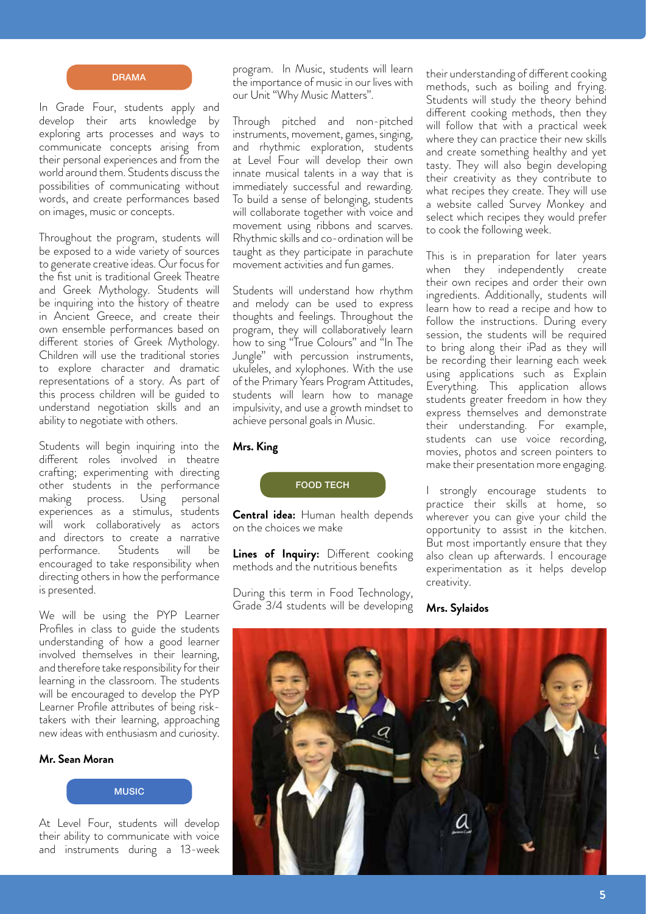## DRAMA

In Grade Four, students apply and develop their arts knowledge by exploring arts processes and ways to communicate concepts arising from their personal experiences and from the world around them. Students discuss the possibilities of communicating without words, and create performances based on images, music or concepts.

Throughout the program, students will be exposed to a wide variety of sources to generate creative ideas. Our focus for the fist unit is traditional Greek Theatre and Greek Mythology. Students will be inquiring into the history of theatre in Ancient Greece, and create their own ensemble performances based on different stories of Greek Mythology. Children will use the traditional stories to explore character and dramatic representations of a story. As part of this process children will be guided to understand negotiation skills and an ability to negotiate with others.

Students will begin inquiring into the different roles involved in theatre crafting; experimenting with directing other students in the performance making process. Using personal experiences as a stimulus, students will work collaboratively as actors and directors to create a narrative performance. Students will be encouraged to take responsibility when directing others in how the performance is presented.

We will be using the PYP Learner Profiles in class to guide the students understanding of how a good learner involved themselves in their learning, and therefore take responsibility for their learning in the classroom. The students will be encouraged to develop the PYP Learner Profile attributes of being risk-takers with their learning, approaching new ideas with enthusiasm and curiosity.

**Mr. Sean Moran**

## MUSIC

At Level Four, students will develop their ability to communicate with voice and instruments during a 13-week program. In Music, students will learn the importance of music in our lives with our Unit "Why Music Matters".

Through pitched and non-pitched instruments, movement, games, singing, and rhythmic exploration, students at Level Four will develop their own innate musical talents in a way that is immediately successful and rewarding. To build a sense of belonging, students will collaborate together with voice and movement using ribbons and scarves. Rhythmic skills and co-ordination will be taught as they participate in parachute movement activities and fun games.

Students will understand how rhythm and melody can be used to express thoughts and feelings. Throughout the program, they will collaboratively learn how to sing "True Colours" and "In The Jungle" with percussion instruments, ukuleles, and xylophones. With the use of the Primary Years Program Attitudes, students will learn how to manage impulsivity, and use a growth mindset to achieve personal goals in Music.

**Mrs. King**

## FOOD TECH

**Central idea:** Human health depends on the choices we make

**Lines of Inquiry:** Different cooking methods and the nutritious benefits

During this term in Food Technology, Grade 3/4 students will be developing their understanding of different cooking methods, such as boiling and frying. Students will study the theory behind different cooking methods, then they will follow that with a practical week where they can practice their new skills and create something healthy and yet tasty. They will also begin developing their creativity as they contribute to what recipes they create. They will use a website called Survey Monkey and select which recipes they would prefer to cook the following week.

This is in preparation for later years when they independently create their own recipes and order their own ingredients. Additionally, students will learn how to read a recipe and how to follow the instructions. During every session, the students will be required to bring along their iPad as they will be recording their learning each week using applications such as Explain Everything. This application allows students greater freedom in how they express themselves and demonstrate their understanding. For example, students can use voice recording, movies, photos and screen pointers to make their presentation more engaging.

I strongly encourage students to practice their skills at home, so wherever you can give your child the opportunity to assist in the kitchen. But most importantly ensure that they also clean up afterwards. I encourage experimentation as it helps develop creativity.

**Mrs. Sylaidos**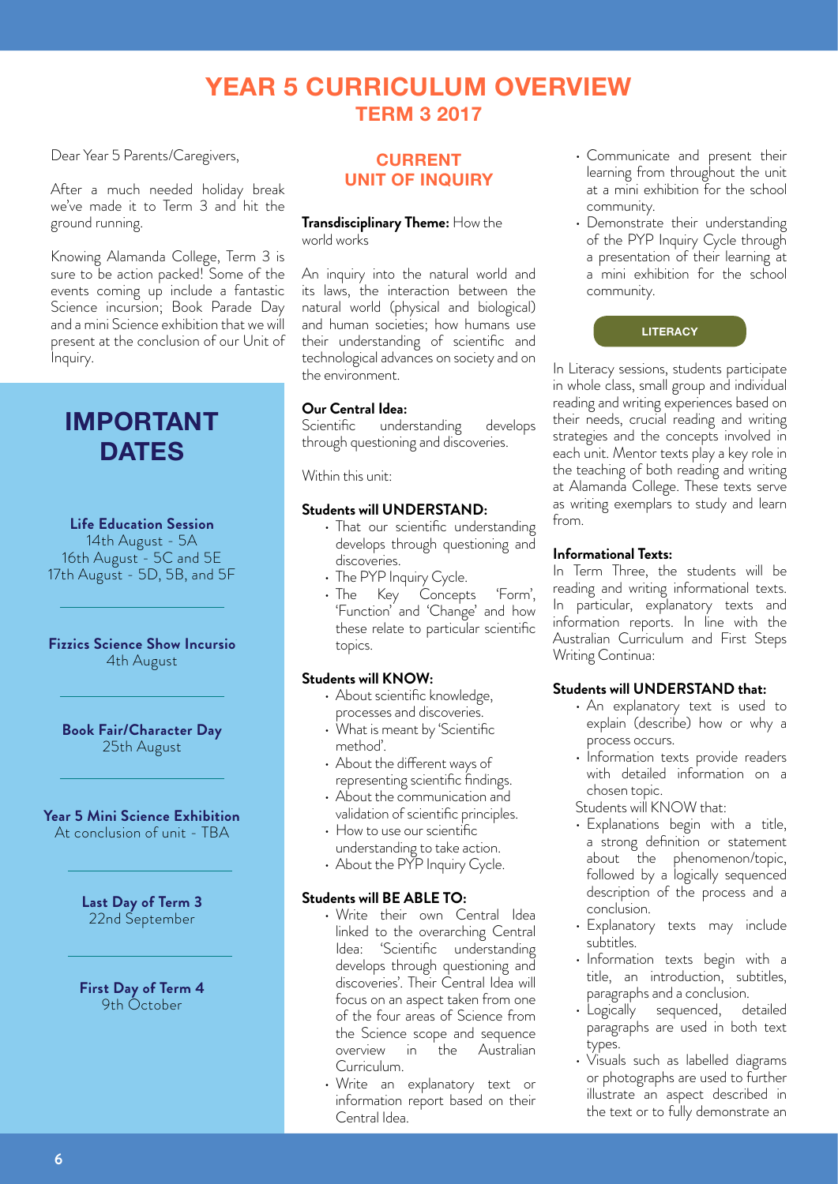# YEAR 5 CURRICULUM OVERVIEW

## TERM 3 2017

Dear Year 5 Parents/Caregivers,

After a much needed holiday break we've made it to Term 3 and hit the ground running.

Knowing Alamanda College, Term 3 is sure to be action packed! Some of the events coming up include a fantastic Science incursion; Book Parade Day and a mini Science exhibition that we will present at the conclusion of our Unit of Inquiry.

## IMPORTANT DATES

**Life Education Session**
14th August - 5A
16th August - 5C and 5E
17th August - 5D, 5B, and 5F

**Fizzics Science Show Incursio**
4th August

**Book Fair/Character Day**
25th August

**Year 5 Mini Science Exhibition**
At conclusion of unit - TBA

**Last Day of Term 3**
22nd September

**First Day of Term 4**
9th October

## CURRENT UNIT OF INQUIRY

**Transdisciplinary Theme:** How the world works

An inquiry into the natural world and its laws, the interaction between the natural world (physical and biological) and human societies; how humans use their understanding of scientific and technological advances on society and on the environment.

**Our Central Idea:**
Scientific understanding develops through questioning and discoveries.

Within this unit:

**Students will UNDERSTAND:**

- That our scientific understanding develops through questioning and discoveries.
- The PYP Inquiry Cycle.
- The Key Concepts 'Form', 'Function' and 'Change' and how these relate to particular scientific topics.

**Students will KNOW:**

- About scientific knowledge, processes and discoveries.
- What is meant by 'Scientific method'.
- About the different ways of representing scientific findings.
- About the communication and validation of scientific principles.
- How to use our scientific understanding to take action.
- About the PYP Inquiry Cycle.

**Students will BE ABLE TO:**

- Write their own Central Idea linked to the overarching Central Idea: 'Scientific understanding develops through questioning and discoveries'. Their Central Idea will focus on an aspect taken from one of the four areas of Science from the Science scope and sequence overview in the Australian Curriculum.
- Write an explanatory text or information report based on their Central Idea.
- Communicate and present their learning from throughout the unit at a mini exhibition for the school community.
- Demonstrate their understanding of the PYP Inquiry Cycle through a presentation of their learning at a mini exhibition for the school community.

### LITERACY

In Literacy sessions, students participate in whole class, small group and individual reading and writing experiences based on their needs, crucial reading and writing strategies and the concepts involved in each unit. Mentor texts play a key role in the teaching of both reading and writing at Alamanda College. These texts serve as writing exemplars to study and learn from.

**Informational Texts:**
In Term Three, the students will be reading and writing informational texts. In particular, explanatory texts and information reports. In line with the Australian Curriculum and First Steps Writing Continua:

**Students will UNDERSTAND that:**

- An explanatory text is used to explain (describe) how or why a process occurs.
- Information texts provide readers with detailed information on a chosen topic.

Students will KNOW that:

- Explanations begin with a title, a strong definition or statement about the phenomenon/topic, followed by a logically sequenced description of the process and a conclusion.
- Explanatory texts may include subtitles.
- Information texts begin with a title, an introduction, subtitles, paragraphs and a conclusion.
- Logically sequenced, detailed paragraphs are used in both text types.
- Visuals such as labelled diagrams or photographs are used to further illustrate an aspect described in the text or to fully demonstrate an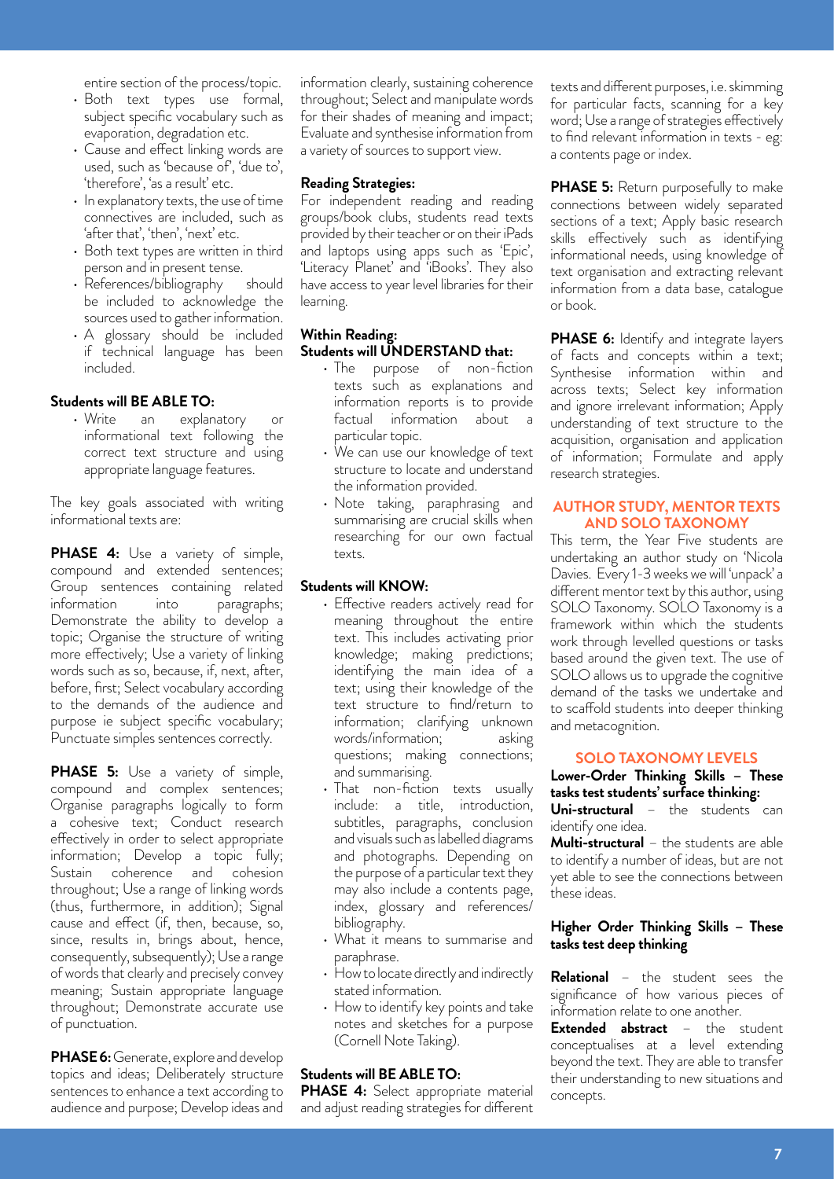entire section of the process/topic.

- Both text types use formal, subject specific vocabulary such as evaporation, degradation etc.
- Cause and effect linking words are used, such as 'because of', 'due to', 'therefore', 'as a result' etc.
- In explanatory texts, the use of time connectives are included, such as 'after that', 'then', 'next' etc.
- Both text types are written in third person and in present tense.
- References/bibliography should be included to acknowledge the sources used to gather information.
- A glossary should be included if technical language has been included.

**Students will BE ABLE TO:**

- Write an explanatory or informational text following the correct text structure and using appropriate language features.

The key goals associated with writing informational texts are:

**PHASE 4:** Use a variety of simple, compound and extended sentences; Group sentences containing related information into paragraphs; Demonstrate the ability to develop a topic; Organise the structure of writing more effectively; Use a variety of linking words such as so, because, if, next, after, before, first; Select vocabulary according to the demands of the audience and purpose ie subject specific vocabulary; Punctuate simples sentences correctly.

**PHASE 5:** Use a variety of simple, compound and complex sentences; Organise paragraphs logically to form a cohesive text; Conduct research effectively in order to select appropriate information; Develop a topic fully; Sustain coherence and cohesion throughout; Use a range of linking words (thus, furthermore, in addition); Signal cause and effect (if, then, because, so, since, results in, brings about, hence, consequently, subsequently); Use a range of words that clearly and precisely convey meaning; Sustain appropriate language throughout; Demonstrate accurate use of punctuation.

**PHASE 6:** Generate, explore and develop topics and ideas; Deliberately structure sentences to enhance a text according to audience and purpose; Develop ideas and information clearly, sustaining coherence throughout; Select and manipulate words for their shades of meaning and impact; Evaluate and synthesise information from a variety of sources to support view.

**Reading Strategies:**

For independent reading and reading groups/book clubs, students read texts provided by their teacher or on their iPads and laptops using apps such as 'Epic', 'Literacy Planet' and 'iBooks'. They also have access to year level libraries for their learning.

**Within Reading:**
**Students will UNDERSTAND that:**

- The purpose of non-fiction texts such as explanations and information reports is to provide factual information about a particular topic.
- We can use our knowledge of text structure to locate and understand the information provided.
- Note taking, paraphrasing and summarising are crucial skills when researching for our own factual texts.

**Students will KNOW:**

- Effective readers actively read for meaning throughout the entire text. This includes activating prior knowledge; making predictions; identifying the main idea of a text; using their knowledge of the text structure to find/return to information; clarifying unknown words/information; asking questions; making connections; and summarising.
- That non-fiction texts usually include: a title, introduction, subtitles, paragraphs, conclusion and visuals such as labelled diagrams and photographs. Depending on the purpose of a particular text they may also include a contents page, index, glossary and references/bibliography.
- What it means to summarise and paraphrase.
- How to locate directly and indirectly stated information.
- How to identify key points and take notes and sketches for a purpose (Cornell Note Taking).

**Students will BE ABLE TO:**

**PHASE 4:** Select appropriate material and adjust reading strategies for different texts and different purposes, i.e. skimming for particular facts, scanning for a key word; Use a range of strategies effectively to find relevant information in texts - eg: a contents page or index.

**PHASE 5:** Return purposefully to make connections between widely separated sections of a text; Apply basic research skills effectively such as identifying informational needs, using knowledge of text organisation and extracting relevant information from a data base, catalogue or book.

**PHASE 6:** Identify and integrate layers of facts and concepts within a text; Synthesise information within and across texts; Select key information and ignore irrelevant information; Apply understanding of text structure to the acquisition, organisation and application of information; Formulate and apply research strategies.

## AUTHOR STUDY, MENTOR TEXTS AND SOLO TAXONOMY

This term, the Year Five students are undertaking an author study on 'Nicola Davies. Every 1-3 weeks we will 'unpack' a different mentor text by this author, using SOLO Taxonomy. SOLO Taxonomy is a framework within which the students work through levelled questions or tasks based around the given text. The use of SOLO allows us to upgrade the cognitive demand of the tasks we undertake and to scaffold students into deeper thinking and metacognition.

## SOLO TAXONOMY LEVELS

**Lower-Order Thinking Skills – These tasks test students' surface thinking:**

**Uni-structural** – the students can identify one idea.

**Multi-structural** – the students are able to identify a number of ideas, but are not yet able to see the connections between these ideas.

**Higher Order Thinking Skills – These tasks test deep thinking**

**Relational** – the student sees the significance of how various pieces of information relate to one another.

**Extended abstract** – the student conceptualises at a level extending beyond the text. They are able to transfer their understanding to new situations and concepts.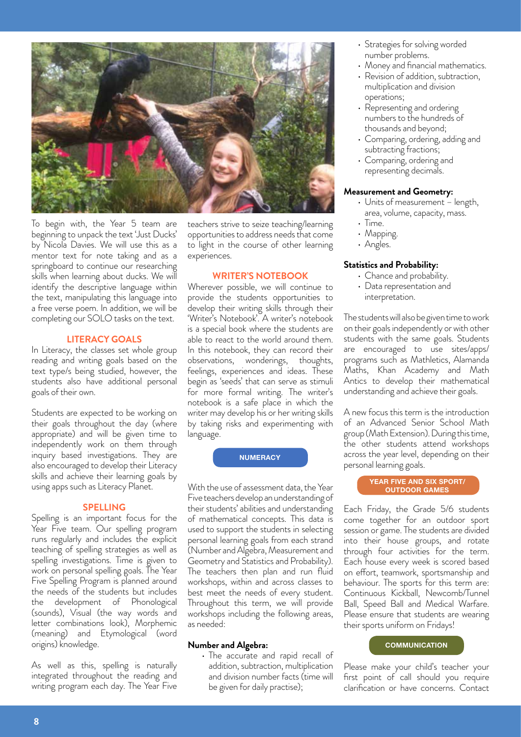To begin with, the Year 5 team are beginning to unpack the text 'Just Ducks' by Nicola Davies. We will use this as a mentor text for note taking and as a springboard to continue our researching skills when learning about ducks. We will identify the descriptive language within the text, manipulating this language into a free verse poem. In addition, we will be completing our SOLO tasks on the text.

## LITERACY GOALS

In Literacy, the classes set whole group reading and writing goals based on the text type/s being studied, however, the students also have additional personal goals of their own.

Students are expected to be working on their goals throughout the day (where appropriate) and will be given time to independently work on them through inquiry based investigations. They are also encouraged to develop their Literacy skills and achieve their learning goals by using apps such as Literacy Planet.

## SPELLING

Spelling is an important focus for the Year Five team. Our spelling program runs regularly and includes the explicit teaching of spelling strategies as well as spelling investigations. Time is given to work on personal spelling goals. The Year Five Spelling Program is planned around the needs of the students but includes the development of Phonological (sounds), Visual (the way words and letter combinations look), Morphemic (meaning) and Etymological (word origins) knowledge.

As well as this, spelling is naturally integrated throughout the reading and writing program each day. The Year Five teachers strive to seize teaching/learning opportunities to address needs that come to light in the course of other learning experiences.

## WRITER'S NOTEBOOK

Wherever possible, we will continue to provide the students opportunities to develop their writing skills through their 'Writer's Notebook'. A writer's notebook is a special book where the students are able to react to the world around them. In this notebook, they can record their observations, wonderings, thoughts, feelings, experiences and ideas. These begin as 'seeds' that can serve as stimuli for more formal writing. The writer's notebook is a safe place in which the writer may develop his or her writing skills by taking risks and experimenting with language.

## NUMERACY

With the use of assessment data, the Year Five teachers develop an understanding of their students' abilities and understanding of mathematical concepts. This data is used to support the students in selecting personal learning goals from each strand (Number and Algebra, Measurement and Geometry and Statistics and Probability). The teachers then plan and run fluid workshops, within and across classes to best meet the needs of every student. Throughout this term, we will provide workshops including the following areas, as needed:

**Number and Algebra:**

- The accurate and rapid recall of addition, subtraction, multiplication and division number facts (time will be given for daily practise);
- Strategies for solving worded number problems.
- Money and financial mathematics.
- Revision of addition, subtraction, multiplication and division operations;
- Representing and ordering numbers to the hundreds of thousands and beyond;
- Comparing, ordering, adding and subtracting fractions;
- Comparing, ordering and representing decimals.

**Measurement and Geometry:**

- Units of measurement – length, area, volume, capacity, mass.
- Time.
- Mapping.
- Angles.

**Statistics and Probability:**

- Chance and probability.
- Data representation and interpretation.

The students will also be given time to work on their goals independently or with other students with the same goals. Students are encouraged to use sites/apps/programs such as Mathletics, Alamanda Maths, Khan Academy and Math Antics to develop their mathematical understanding and achieve their goals.

A new focus this term is the introduction of an Advanced Senior School Math group (Math Extension). During this time, the other students attend workshops across the year level, depending on their personal learning goals.

## YEAR FIVE AND SIX SPORT/ OUTDOOR GAMES

Each Friday, the Grade 5/6 students come together for an outdoor sport session or game. The students are divided into their house groups, and rotate through four activities for the term. Each house every week is scored based on effort, teamwork, sportsmanship and behaviour. The sports for this term are: Continuous Kickball, Newcomb/Tunnel Ball, Speed Ball and Medical Warfare. Please ensure that students are wearing their sports uniform on Fridays!

## COMMUNICATION

Please make your child's teacher your first point of call should you require clarification or have concerns. Contact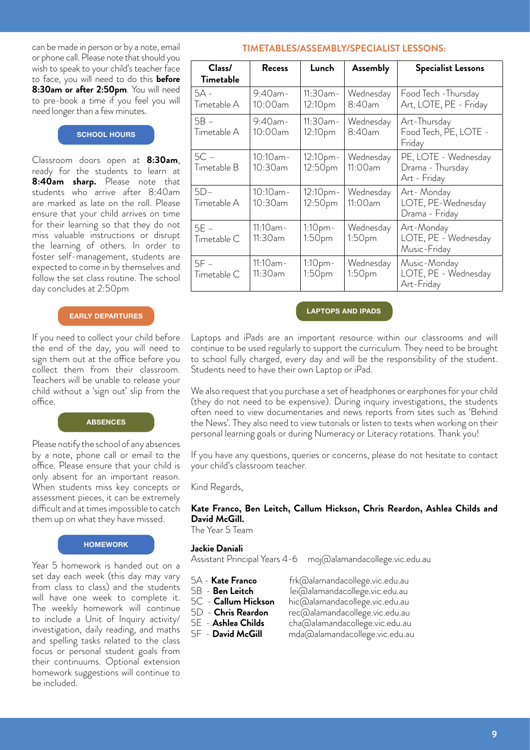can be made in person or by a note, email or phone call. Please note that should you wish to speak to your child's teacher face to face, you will need to do this **before 8:30am or after 2:50pm**. You will need to pre-book a time if you feel you will need longer than a few minutes.

## SCHOOL HOURS

Classroom doors open at **8:30am**, ready for the students to learn at **8:40am sharp.** Please note that students who arrive after 8:40am are marked as late on the roll. Please ensure that your child arrives on time for their learning so that they do not miss valuable instructions or disrupt the learning of others. In order to foster self-management, students are expected to come in by themselves and follow the set class routine. The school day concludes at 2:50pm

## EARLY DEPARTURES

If you need to collect your child before the end of the day, you will need to sign them out at the office before you collect them from their classroom. Teachers will be unable to release your child without a 'sign out' slip from the office.

## ABSENCES

Please notify the school of any absences by a note, phone call or email to the office. Please ensure that your child is only absent for an important reason. When students miss key concepts or assessment pieces, it can be extremely difficult and at times impossible to catch them up on what they have missed.

## HOMEWORK

Year 5 homework is handed out on a set day each week (this day may vary from class to class) and the students will have one week to complete it. The weekly homework will continue to include a Unit of Inquiry activity/ investigation, daily reading, and maths and spelling tasks related to the class focus or personal student goals from their continuums. Optional extension homework suggestions will continue to be included.

## TIMETABLES/ASSEMBLY/SPECIALIST LESSONS:

| Class/ Timetable | Recess | Lunch | Assembly | Specialist Lessons |
|---|---|---|---|---|
| 5A - Timetable A | 9:40am-10:00am | 11:30am-12:10pm | Wednesday 8:40am | Food Tech -Thursday<br>Art, LOTE, PE - Friday |
| 5B – Timetable A | 9:40am-10:00am | 11:30am-12:10pm | Wednesday 8:40am | Art-Thursday<br>Food Tech, PE, LOTE - Friday |
| 5C – Timetable B | 10:10am-10:30am | 12:10pm-12:50pm | Wednesday 11:00am | PE, LOTE - Wednesday<br>Drama - Thursday<br>Art - Friday |
| 5D– Timetable A | 10:10am-10:30am | 12:10pm-12:50pm | Wednesday 11:00am | Art- Monday<br>LOTE, PE-Wednesday<br>Drama - Friday |
| 5E – Timetable C | 11:10am-11:30am | 1:10pm-1:50pm | Wednesday 1:50pm | Art-Monday<br>LOTE, PE - Wednesday<br>Music-Friday |
| 5F – Timetable C | 11:10am-11:30am | 1:10pm-1:50pm | Wednesday 1:50pm | Music-Monday<br>LOTE, PE - Wednesday<br>Art-Friday |

## LAPTOPS AND IPADS

Laptops and iPads are an important resource within our classrooms and will continue to be used regularly to support the curriculum. They need to be brought to school fully charged, every day and will be the responsibility of the student. Students need to have their own Laptop or iPad.

We also request that you purchase a set of headphones or earphones for your child (they do not need to be expensive). During inquiry investigations, the students often need to view documentaries and news reports from sites such as 'Behind the News'. They also need to view tutorials or listen to texts when working on their personal learning goals or during Numeracy or Literacy rotations. Thank you!

If you have any questions, queries or concerns, please do not hesitate to contact your child's classroom teacher.

Kind Regards,

**Kate Franco, Ben Leitch, Callum Hickson, Chris Reardon, Ashlea Childs and David McGill.**
The Year 5 Team

**Jackie Daniali**
Assistant Principal Years 4-6 moj@alamandacollege.vic.edu.au

5A - **Kate Franco** frk@alamandacollege.vic.edu.au
5B - **Ben Leitch** lei@alamandacollege.vic.edu.au
5C - **Callum Hickson** hic@alamandacollege.vic.edu.au
5D - **Chris Reardon** rec@alamandacollege.vic.edu.au
5E - **Ashlea Childs** cha@alamandacollege.vic.edu.au
5F - **David McGill** mda@alamandacollege.vic.edu.au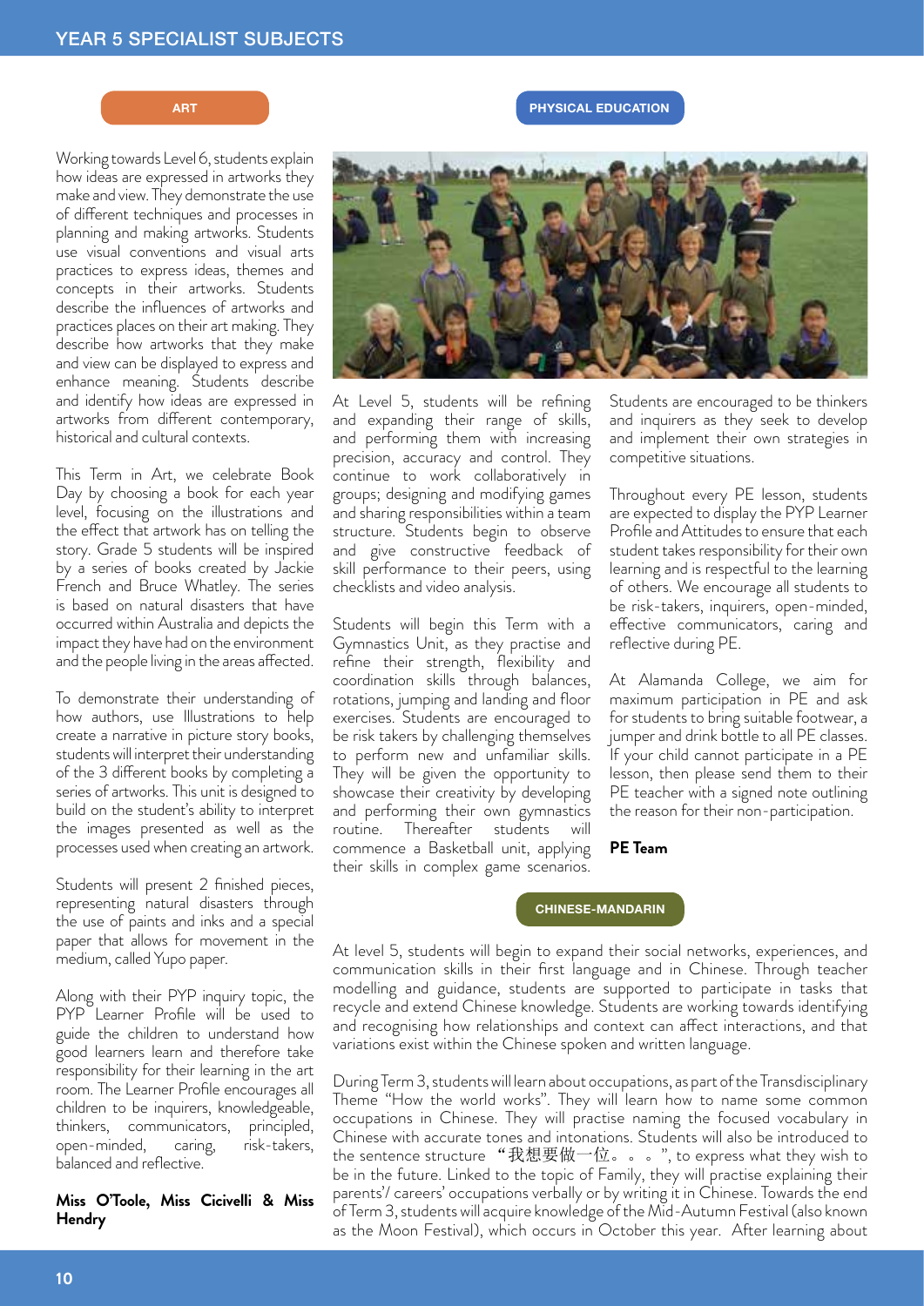# YEAR 5 SPECIALIST SUBJECTS

## ART

Working towards Level 6, students explain how ideas are expressed in artworks they make and view. They demonstrate the use of different techniques and processes in planning and making artworks. Students use visual conventions and visual arts practices to express ideas, themes and concepts in their artworks. Students describe the influences of artworks and practices places on their art making. They describe how artworks that they make and view can be displayed to express and enhance meaning. Students describe and identify how ideas are expressed in artworks from different contemporary, historical and cultural contexts.

This Term in Art, we celebrate Book Day by choosing a book for each year level, focusing on the illustrations and the effect that artwork has on telling the story. Grade 5 students will be inspired by a series of books created by Jackie French and Bruce Whatley. The series is based on natural disasters that have occurred within Australia and depicts the impact they have had on the environment and the people living in the areas affected.

To demonstrate their understanding of how authors, use Illustrations to help create a narrative in picture story books, students will interpret their understanding of the 3 different books by completing a series of artworks. This unit is designed to build on the student's ability to interpret the images presented as well as the processes used when creating an artwork.

Students will present 2 finished pieces, representing natural disasters through the use of paints and inks and a special paper that allows for movement in the medium, called Yupo paper.

Along with their PYP inquiry topic, the PYP Learner Profile will be used to guide the children to understand how good learners learn and therefore take responsibility for their learning in the art room. The Learner Profile encourages all children to be inquirers, knowledgeable, thinkers, communicators, principled, open-minded, caring, risk-takers, balanced and reflective.

**Miss O'Toole, Miss Cicivelli & Miss Hendry**

## PHYSICAL EDUCATION

At Level 5, students will be refining and expanding their range of skills, and performing them with increasing precision, accuracy and control. They continue to work collaboratively in groups; designing and modifying games and sharing responsibilities within a team structure. Students begin to observe and give constructive feedback of skill performance to their peers, using checklists and video analysis.

Students will begin this Term with a Gymnastics Unit, as they practise and refine their strength, flexibility and coordination skills through balances, rotations, jumping and landing and floor exercises. Students are encouraged to be risk takers by challenging themselves to perform new and unfamiliar skills. They will be given the opportunity to showcase their creativity by developing and performing their own gymnastics routine. Thereafter students will commence a Basketball unit, applying their skills in complex game scenarios.

Students are encouraged to be thinkers and inquirers as they seek to develop and implement their own strategies in competitive situations.

Throughout every PE lesson, students are expected to display the PYP Learner Profile and Attitudes to ensure that each student takes responsibility for their own learning and is respectful to the learning of others. We encourage all students to be risk-takers, inquirers, open-minded, effective communicators, caring and reflective during PE.

At Alamanda College, we aim for maximum participation in PE and ask for students to bring suitable footwear, a jumper and drink bottle to all PE classes. If your child cannot participate in a PE lesson, then please send them to their PE teacher with a signed note outlining the reason for their non-participation.

**PE Team**

## CHINESE-MANDARIN

At level 5, students will begin to expand their social networks, experiences, and communication skills in their first language and in Chinese. Through teacher modelling and guidance, students are supported to participate in tasks that recycle and extend Chinese knowledge. Students are working towards identifying and recognising how relationships and context can affect interactions, and that variations exist within the Chinese spoken and written language.

During Term 3, students will learn about occupations, as part of the Transdisciplinary Theme "How the world works". They will learn how to name some common occupations in Chinese. They will practise naming the focused vocabulary in Chinese with accurate tones and intonations. Students will also be introduced to the sentence structure "我想要做一位。。。", to express what they wish to be in the future. Linked to the topic of Family, they will practise explaining their parents'/ careers' occupations verbally or by writing it in Chinese. Towards the end of Term 3, students will acquire knowledge of the Mid-Autumn Festival (also known as the Moon Festival), which occurs in October this year. After learning about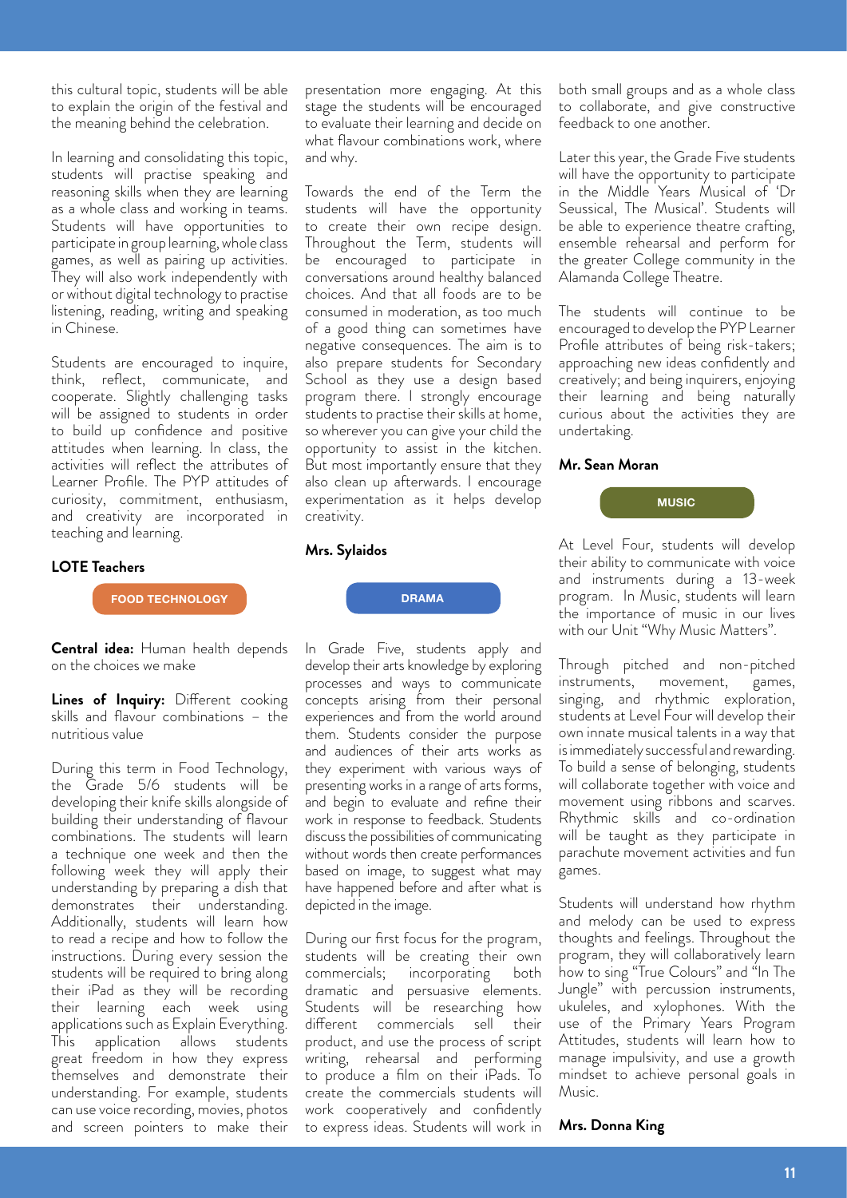this cultural topic, students will be able to explain the origin of the festival and the meaning behind the celebration.

In learning and consolidating this topic, students will practise speaking and reasoning skills when they are learning as a whole class and working in teams. Students will have opportunities to participate in group learning, whole class games, as well as pairing up activities. They will also work independently with or without digital technology to practise listening, reading, writing and speaking in Chinese.

Students are encouraged to inquire, think, reflect, communicate, and cooperate. Slightly challenging tasks will be assigned to students in order to build up confidence and positive attitudes when learning. In class, the activities will reflect the attributes of Learner Profile. The PYP attitudes of curiosity, commitment, enthusiasm, and creativity are incorporated in teaching and learning.

**LOTE Teachers**

## FOOD TECHNOLOGY

**Central idea:** Human health depends on the choices we make

**Lines of Inquiry:** Different cooking skills and flavour combinations – the nutritious value

During this term in Food Technology, the Grade 5/6 students will be developing their knife skills alongside of building their understanding of flavour combinations. The students will learn a technique one week and then the following week they will apply their understanding by preparing a dish that demonstrates their understanding. Additionally, students will learn how to read a recipe and how to follow the instructions. During every session the students will be required to bring along their iPad as they will be recording their learning each week using applications such as Explain Everything. This application allows students great freedom in how they express themselves and demonstrate their understanding. For example, students can use voice recording, movies, photos and screen pointers to make their presentation more engaging. At this stage the students will be encouraged to evaluate their learning and decide on what flavour combinations work, where and why.

Towards the end of the Term the students will have the opportunity to create their own recipe design. Throughout the Term, students will be encouraged to participate in conversations around healthy balanced choices. And that all foods are to be consumed in moderation, as too much of a good thing can sometimes have negative consequences. The aim is to also prepare students for Secondary School as they use a design based program there. I strongly encourage students to practise their skills at home, so wherever you can give your child the opportunity to assist in the kitchen. But most importantly ensure that they also clean up afterwards. I encourage experimentation as it helps develop creativity.

**Mrs. Sylaidos**

## DRAMA

In Grade Five, students apply and develop their arts knowledge by exploring processes and ways to communicate concepts arising from their personal experiences and from the world around them. Students consider the purpose and audiences of their arts works as they experiment with various ways of presenting works in a range of arts forms, and begin to evaluate and refine their work in response to feedback. Students discuss the possibilities of communicating without words then create performances based on image, to suggest what may have happened before and after what is depicted in the image.

During our first focus for the program, students will be creating their own commercials; incorporating both dramatic and persuasive elements. Students will be researching how different commercials sell their product, and use the process of script writing, rehearsal and performing to produce a film on their iPads. To create the commercials students will work cooperatively and confidently to express ideas. Students will work in both small groups and as a whole class to collaborate, and give constructive feedback to one another.

Later this year, the Grade Five students will have the opportunity to participate in the Middle Years Musical of 'Dr Seussical, The Musical'. Students will be able to experience theatre crafting, ensemble rehearsal and perform for the greater College community in the Alamanda College Theatre.

The students will continue to be encouraged to develop the PYP Learner Profile attributes of being risk-takers; approaching new ideas confidently and creatively; and being inquirers, enjoying their learning and being naturally curious about the activities they are undertaking.

**Mr. Sean Moran**

## MUSIC

At Level Four, students will develop their ability to communicate with voice and instruments during a 13-week program. In Music, students will learn the importance of music in our lives with our Unit "Why Music Matters".

Through pitched and non-pitched instruments, movement, games, singing, and rhythmic exploration, students at Level Four will develop their own innate musical talents in a way that is immediately successful and rewarding. To build a sense of belonging, students will collaborate together with voice and movement using ribbons and scarves. Rhythmic skills and co-ordination will be taught as they participate in parachute movement activities and fun games.

Students will understand how rhythm and melody can be used to express thoughts and feelings. Throughout the program, they will collaboratively learn how to sing "True Colours" and "In The Jungle" with percussion instruments, ukuleles, and xylophones. With the use of the Primary Years Program Attitudes, students will learn how to manage impulsivity, and use a growth mindset to achieve personal goals in Music.

**Mrs. Donna King**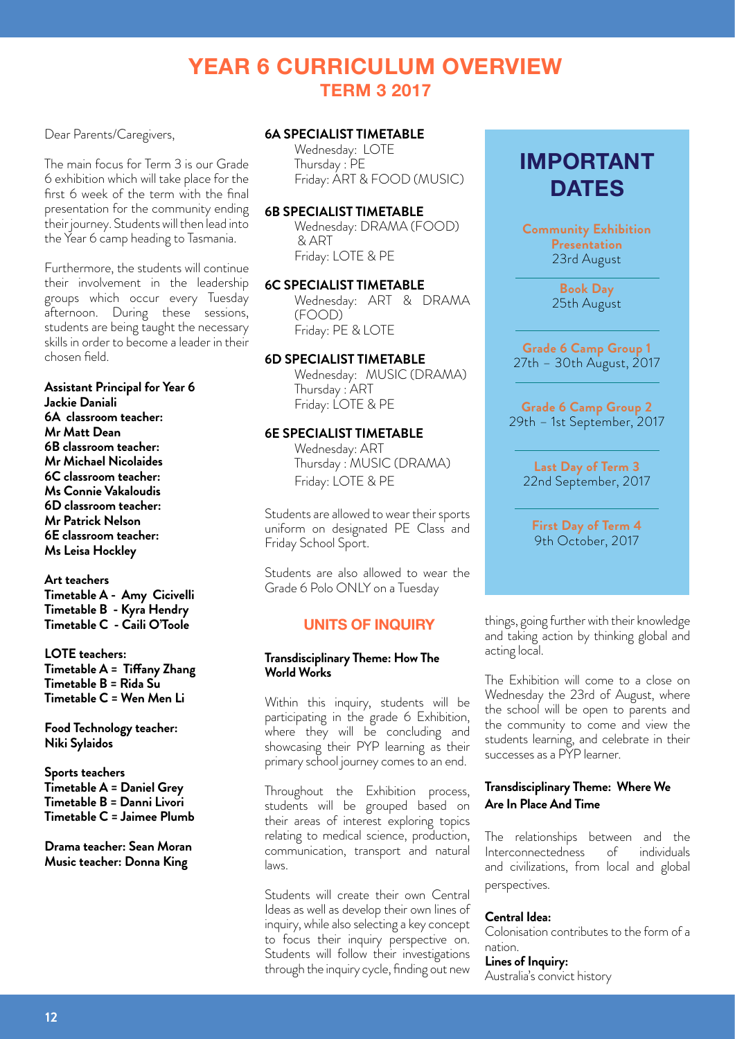# YEAR 6 CURRICULUM OVERVIEW

## TERM 3 2017

Dear Parents/Caregivers,

The main focus for Term 3 is our Grade 6 exhibition which will take place for the first 6 week of the term with the final presentation for the community ending their journey. Students will then lead into the Year 6 camp heading to Tasmania.

Furthermore, the students will continue their involvement in the leadership groups which occur every Tuesday afternoon. During these sessions, students are being taught the necessary skills in order to become a leader in their chosen field.

**Assistant Principal for Year 6**
**Jackie Daniali**
**6A classroom teacher:**
**Mr Matt Dean**
**6B classroom teacher:**
**Mr Michael Nicolaides**
**6C classroom teacher:**
**Ms Connie Vakaloudis**
**6D classroom teacher:**
**Mr Patrick Nelson**
**6E classroom teacher:**
**Ms Leisa Hockley**

**Art teachers**
**Timetable A - Amy Cicivelli**
**Timetable B - Kyra Hendry**
**Timetable C - Caili O'Toole**

**LOTE teachers:**
**Timetable A = Tiffany Zhang**
**Timetable B = Rida Su**
**Timetable C = Wen Men Li**

**Food Technology teacher:**
**Niki Sylaidos**

**Sports teachers**
**Timetable A = Daniel Grey**
**Timetable B = Danni Livori**
**Timetable C = Jaimee Plumb**

**Drama teacher: Sean Moran**
**Music teacher: Donna King**

### 6A SPECIALIST TIMETABLE

Wednesday: LOTE
Thursday : PE
Friday: ART & FOOD (MUSIC)

### 6B SPECIALIST TIMETABLE

Wednesday: DRAMA (FOOD) & ART
Friday: LOTE & PE

### 6C SPECIALIST TIMETABLE

Wednesday: ART & DRAMA (FOOD)
Friday: PE & LOTE

### 6D SPECIALIST TIMETABLE

Wednesday: MUSIC (DRAMA)
Thursday : ART
Friday: LOTE & PE

### 6E SPECIALIST TIMETABLE

Wednesday: ART
Thursday : MUSIC (DRAMA)
Friday: LOTE & PE

Students are allowed to wear their sports uniform on designated PE Class and Friday School Sport.

Students are also allowed to wear the Grade 6 Polo ONLY on a Tuesday

## UNITS OF INQUIRY

#### Transdisciplinary Theme: How The World Works

Within this inquiry, students will be participating in the grade 6 Exhibition, where they will be concluding and showcasing their PYP learning as their primary school journey comes to an end.

Throughout the Exhibition process, students will be grouped based on their areas of interest exploring topics relating to medical science, production, communication, transport and natural laws.

Students will create their own Central Ideas as well as develop their own lines of inquiry, while also selecting a key concept to focus their inquiry perspective on. Students will follow their investigations through the inquiry cycle, finding out new things, going further with their knowledge and taking action by thinking global and acting local.

The Exhibition will come to a close on Wednesday the 23rd of August, where the school will be open to parents and the community to come and view the students learning, and celebrate in their successes as a PYP learner.

#### Transdisciplinary Theme: Where We Are In Place And Time

The relationships between and the Interconnectedness of individuals and civilizations, from local and global perspectives.

**Central Idea:**
Colonisation contributes to the form of a nation.
**Lines of Inquiry:**
Australia's convict history

## IMPORTANT DATES

**Community Exhibition Presentation**
23rd August

**Book Day**
25th August

**Grade 6 Camp Group 1**
27th – 30th August, 2017

**Grade 6 Camp Group 2**
29th – 1st September, 2017

**Last Day of Term 3**
22nd September, 2017

**First Day of Term 4**
9th October, 2017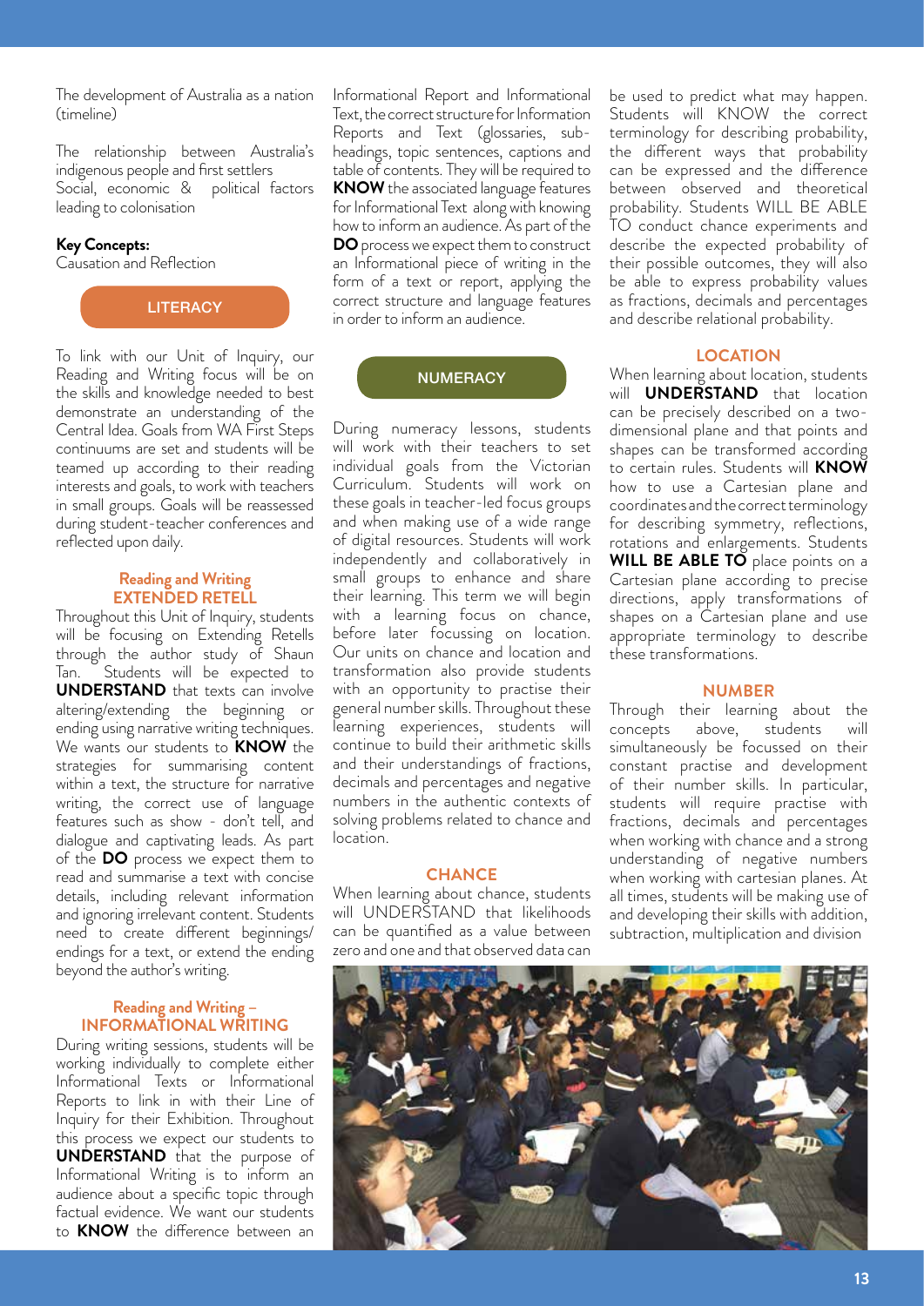The development of Australia as a nation (timeline)

The relationship between Australia's indigenous people and first settlers
Social, economic & political factors leading to colonisation

**Key Concepts:**
Causation and Reflection

## LITERACY

To link with our Unit of Inquiry, our Reading and Writing focus will be on the skills and knowledge needed to best demonstrate an understanding of the Central Idea. Goals from WA First Steps continuums are set and students will be teamed up according to their reading interests and goals, to work with teachers in small groups. Goals will be reassessed during student-teacher conferences and reflected upon daily.

### Reading and Writing EXTENDED RETELL

Throughout this Unit of Inquiry, students will be focusing on Extending Retells through the author study of Shaun Tan. Students will be expected to **UNDERSTAND** that texts can involve altering/extending the beginning or ending using narrative writing techniques. We wants our students to **KNOW** the strategies for summarising content within a text, the structure for narrative writing, the correct use of language features such as show - don't tell, and dialogue and captivating leads. As part of the **DO** process we expect them to read and summarise a text with concise details, including relevant information and ignoring irrelevant content. Students need to create different beginnings/ endings for a text, or extend the ending beyond the author's writing.

### Reading and Writing – INFORMATIONAL WRITING

During writing sessions, students will be working individually to complete either Informational Texts or Informational Reports to link in with their Line of Inquiry for their Exhibition. Throughout this process we expect our students to **UNDERSTAND** that the purpose of Informational Writing is to inform an audience about a specific topic through factual evidence. We want our students to **KNOW** the difference between an Informational Report and Informational Text, the correct structure for Information Reports and Text (glossaries, sub-headings, topic sentences, captions and table of contents. They will be required to **KNOW** the associated language features for Informational Text along with knowing how to inform an audience. As part of the **DO** process we expect them to construct an Informational piece of writing in the form of a text or report, applying the correct structure and language features in order to inform an audience.

## NUMERACY

During numeracy lessons, students will work with their teachers to set individual goals from the Victorian Curriculum. Students will work on these goals in teacher-led focus groups and when making use of a wide range of digital resources. Students will work independently and collaboratively in small groups to enhance and share their learning. This term we will begin with a learning focus on chance, before later focussing on location. Our units on chance and location and transformation also provide students with an opportunity to practise their general number skills. Throughout these learning experiences, students will continue to build their arithmetic skills and their understandings of fractions, decimals and percentages and negative numbers in the authentic contexts of solving problems related to chance and location.

### CHANCE

When learning about chance, students will UNDERSTAND that likelihoods can be quantified as a value between zero and one and that observed data can be used to predict what may happen. Students will KNOW the correct terminology for describing probability, the different ways that probability can be expressed and the difference between observed and theoretical probability. Students WILL BE ABLE TO conduct chance experiments and describe the expected probability of their possible outcomes, they will also be able to express probability values as fractions, decimals and percentages and describe relational probability.

### LOCATION

When learning about location, students will **UNDERSTAND** that location can be precisely described on a two-dimensional plane and that points and shapes can be transformed according to certain rules. Students will **KNOW** how to use a Cartesian plane and coordinates and the correct terminology for describing symmetry, reflections, rotations and enlargements. Students **WILL BE ABLE TO** place points on a Cartesian plane according to precise directions, apply transformations of shapes on a Cartesian plane and use appropriate terminology to describe these transformations.

### NUMBER

Through their learning about the concepts above, students will simultaneously be focussed on their constant practise and development of their number skills. In particular, students will require practise with fractions, decimals and percentages when working with chance and a strong understanding of negative numbers when working with cartesian planes. At all times, students will be making use of and developing their skills with addition, subtraction, multiplication and division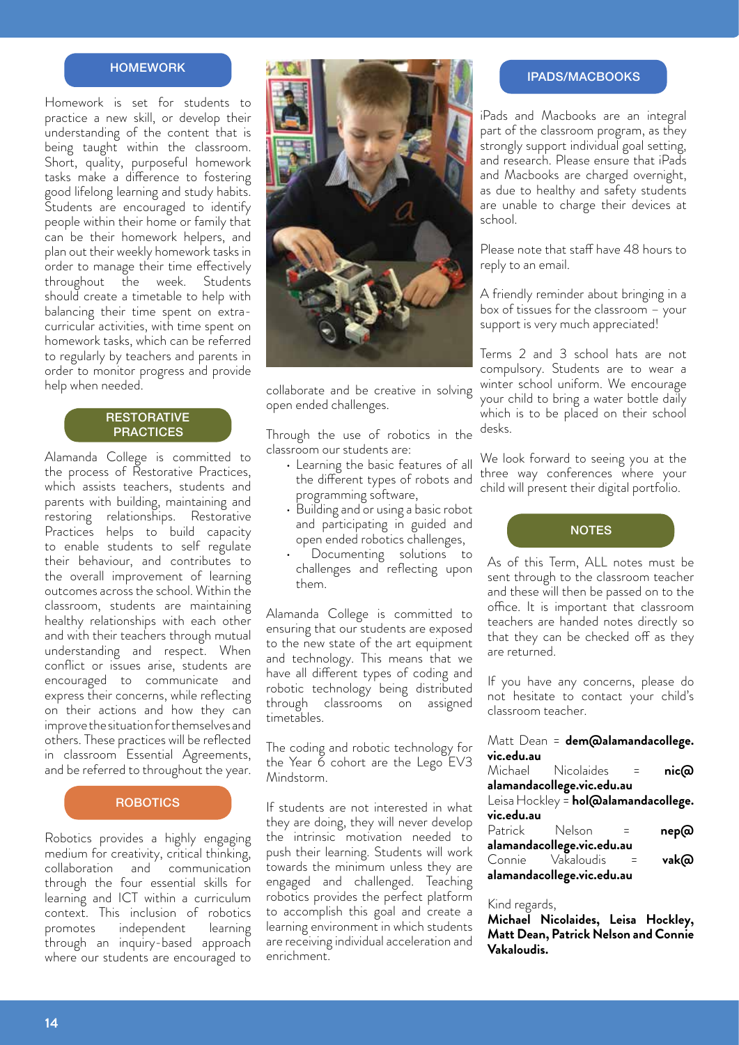## HOMEWORK

Homework is set for students to practice a new skill, or develop their understanding of the content that is being taught within the classroom. Short, quality, purposeful homework tasks make a difference to fostering good lifelong learning and study habits. Students are encouraged to identify people within their home or family that can be their homework helpers, and plan out their weekly homework tasks in order to manage their time effectively throughout the week. Students should create a timetable to help with balancing their time spent on extra-curricular activities, with time spent on homework tasks, which can be referred to regularly by teachers and parents in order to monitor progress and provide help when needed.

## RESTORATIVE PRACTICES

Alamanda College is committed to the process of Restorative Practices, which assists teachers, students and parents with building, maintaining and restoring relationships. Restorative Practices helps to build capacity to enable students to self regulate their behaviour, and contributes to the overall improvement of learning outcomes across the school. Within the classroom, students are maintaining healthy relationships with each other and with their teachers through mutual understanding and respect. When conflict or issues arise, students are encouraged to communicate and express their concerns, while reflecting on their actions and how they can improve the situation for themselves and others. These practices will be reflected in classroom Essential Agreements, and be referred to throughout the year.

## ROBOTICS

Robotics provides a highly engaging medium for creativity, critical thinking, collaboration and communication through the four essential skills for learning and ICT within a curriculum context. This inclusion of robotics promotes independent learning through an inquiry-based approach where our students are encouraged to collaborate and be creative in solving open ended challenges.

Through the use of robotics in the classroom our students are:

- Learning the basic features of all the different types of robots and programming software,
- Building and or using a basic robot and participating in guided and open ended robotics challenges,
- Documenting solutions to challenges and reflecting upon them.

Alamanda College is committed to ensuring that our students are exposed to the new state of the art equipment and technology. This means that we have all different types of coding and robotic technology being distributed through classrooms on assigned timetables.

The coding and robotic technology for the Year 6 cohort are the Lego EV3 Mindstorm.

If students are not interested in what they are doing, they will never develop the intrinsic motivation needed to push their learning. Students will work towards the minimum unless they are engaged and challenged. Teaching robotics provides the perfect platform to accomplish this goal and create a learning environment in which students are receiving individual acceleration and enrichment.

## IPADS/MACBOOKS

iPads and Macbooks are an integral part of the classroom program, as they strongly support individual goal setting, and research. Please ensure that iPads and Macbooks are charged overnight, as due to healthy and safety students are unable to charge their devices at school.

Please note that staff have 48 hours to reply to an email.

A friendly reminder about bringing in a box of tissues for the classroom – your support is very much appreciated!

Terms 2 and 3 school hats are not compulsory. Students are to wear a winter school uniform. We encourage your child to bring a water bottle daily which is to be placed on their school desks.

We look forward to seeing you at the three way conferences where your child will present their digital portfolio.

## NOTES

As of this Term, ALL notes must be sent through to the classroom teacher and these will then be passed on to the office. It is important that classroom teachers are handed notes directly so that they can be checked off as they are returned.

If you have any concerns, please do not hesitate to contact your child's classroom teacher.

Matt Dean = **dem@alamandacollege.vic.edu.au**
Michael Nicolaides = **nic@alamandacollege.vic.edu.au**
Leisa Hockley = **hol@alamandacollege.vic.edu.au**
Patrick Nelson = **nep@alamandacollege.vic.edu.au**
Connie Vakaloudis = **vak@alamandacollege.vic.edu.au**

Kind regards,
**Michael Nicolaides, Leisa Hockley, Matt Dean, Patrick Nelson and Connie Vakaloudis.**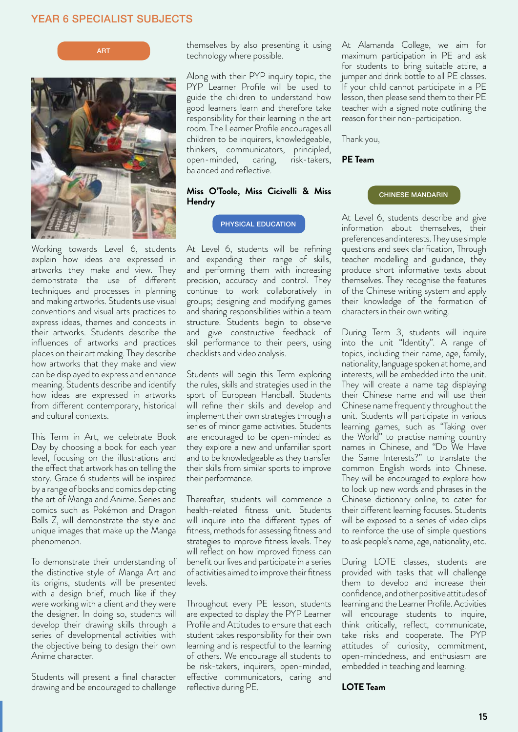# YEAR 6 SPECIALIST SUBJECTS

## ART

Working towards Level 6, students explain how ideas are expressed in artworks they make and view. They demonstrate the use of different techniques and processes in planning and making artworks. Students use visual conventions and visual arts practices to express ideas, themes and concepts in their artworks. Students describe the influences of artworks and practices places on their art making. They describe how artworks that they make and view can be displayed to express and enhance meaning. Students describe and identify how ideas are expressed in artworks from different contemporary, historical and cultural contexts.

This Term in Art, we celebrate Book Day by choosing a book for each year level, focusing on the illustrations and the effect that artwork has on telling the story. Grade 6 students will be inspired by a range of books and comics depicting the art of Manga and Anime. Series and comics such as Pokémon and Dragon Balls Z, will demonstrate the style and unique images that make up the Manga phenomenon.

To demonstrate their understanding of the distinctive style of Manga Art and its origins, students will be presented with a design brief, much like if they were working with a client and they were the designer. In doing so, students will develop their drawing skills through a series of developmental activities with the objective being to design their own Anime character.

Students will present a final character drawing and be encouraged to challenge themselves by also presenting it using technology where possible.

Along with their PYP inquiry topic, the PYP Learner Profile will be used to guide the children to understand how good learners learn and therefore take responsibility for their learning in the art room. The Learner Profile encourages all children to be inquirers, knowledgeable, thinkers, communicators, principled, open-minded, caring, risk-takers, balanced and reflective.

**Miss O'Toole, Miss Cicivelli & Miss Hendry**

## PHYSICAL EDUCATION

At Level 6, students will be refining and expanding their range of skills, and performing them with increasing precision, accuracy and control. They continue to work collaboratively in groups; designing and modifying games and sharing responsibilities within a team structure. Students begin to observe and give constructive feedback of skill performance to their peers, using checklists and video analysis.

Students will begin this Term exploring the rules, skills and strategies used in the sport of European Handball. Students will refine their skills and develop and implement their own strategies through a series of minor game activities. Students are encouraged to be open-minded as they explore a new and unfamiliar sport and to be knowledgeable as they transfer their skills from similar sports to improve their performance.

Thereafter, students will commence a health-related fitness unit. Students will inquire into the different types of fitness, methods for assessing fitness and strategies to improve fitness levels. They will reflect on how improved fitness can benefit our lives and participate in a series of activities aimed to improve their fitness levels.

Throughout every PE lesson, students are expected to display the PYP Learner Profile and Attitudes to ensure that each student takes responsibility for their own learning and is respectful to the learning of others. We encourage all students to be risk-takers, inquirers, open-minded, effective communicators, caring and reflective during PE.

At Alamanda College, we aim for maximum participation in PE and ask for students to bring suitable attire, a jumper and drink bottle to all PE classes. If your child cannot participate in a PE lesson, then please send them to their PE teacher with a signed note outlining the reason for their non-participation.

Thank you,

**PE Team**

## CHINESE MANDARIN

At Level 6, students describe and give information about themselves, their preferences and interests. They use simple questions and seek clarification, Through teacher modelling and guidance, they produce short informative texts about themselves. They recognise the features of the Chinese writing system and apply their knowledge of the formation of characters in their own writing.

During Term 3, students will inquire into the unit "Identity". A range of topics, including their name, age, family, nationality, language spoken at home, and interests, will be embedded into the unit. They will create a name tag displaying their Chinese name and will use their Chinese name frequently throughout the unit. Students will participate in various learning games, such as "Taking over the World" to practise naming country names in Chinese, and "Do We Have the Same Interests?" to translate the common English words into Chinese. They will be encouraged to explore how to look up new words and phrases in the Chinese dictionary online, to cater for their different learning focuses. Students will be exposed to a series of video clips to reinforce the use of simple questions to ask people's name, age, nationality, etc.

During LOTE classes, students are provided with tasks that will challenge them to develop and increase their confidence, and other positive attitudes of learning and the Learner Profile. Activities will encourage students to inquire, think critically, reflect, communicate, take risks and cooperate. The PYP attitudes of curiosity, commitment, open-mindedness, and enthusiasm are embedded in teaching and learning.

**LOTE Team**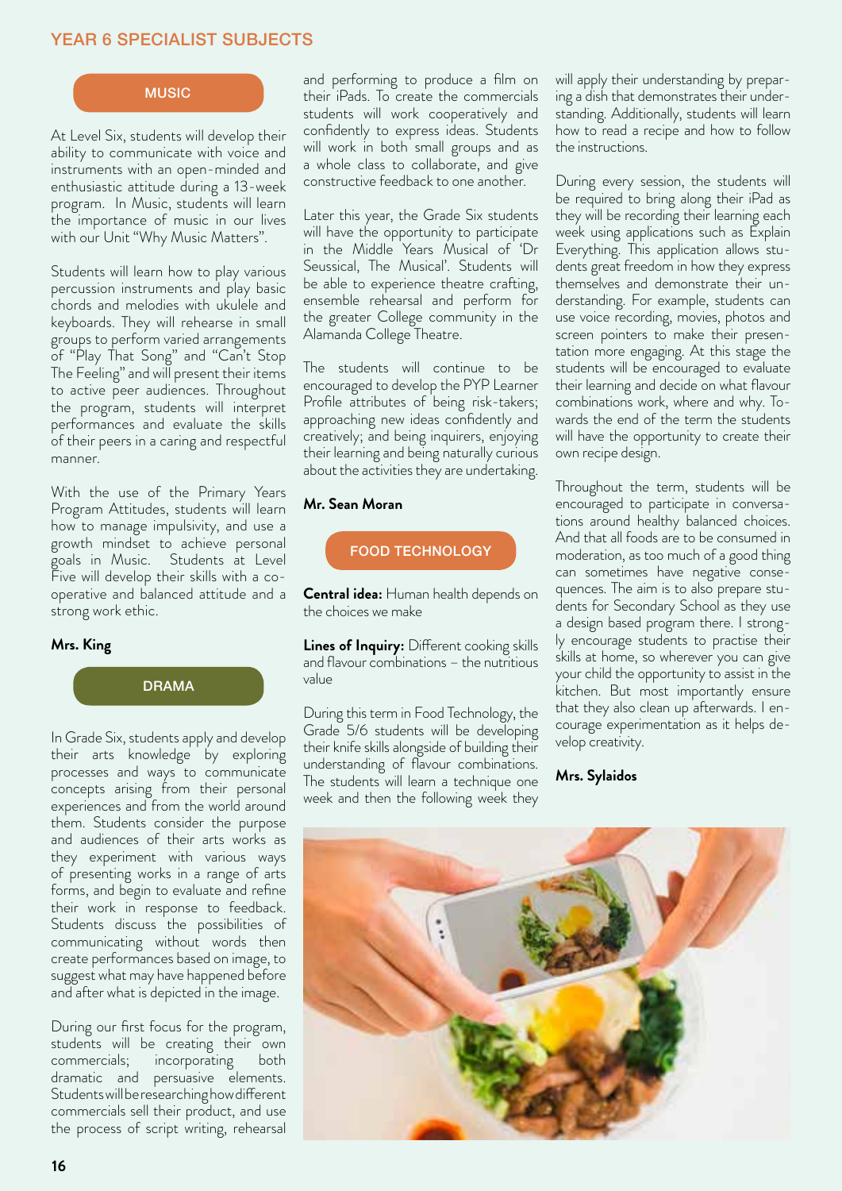# YEAR 6 SPECIALIST SUBJECTS

## MUSIC

At Level Six, students will develop their ability to communicate with voice and instruments with an open-minded and enthusiastic attitude during a 13-week program. In Music, students will learn the importance of music in our lives with our Unit "Why Music Matters".

Students will learn how to play various percussion instruments and play basic chords and melodies with ukulele and keyboards. They will rehearse in small groups to perform varied arrangements of "Play That Song" and "Can't Stop The Feeling" and will present their items to active peer audiences. Throughout the program, students will interpret performances and evaluate the skills of their peers in a caring and respectful manner.

With the use of the Primary Years Program Attitudes, students will learn how to manage impulsivity, and use a growth mindset to achieve personal goals in Music. Students at Level Five will develop their skills with a co-operative and balanced attitude and a strong work ethic.

**Mrs. King**

## DRAMA

In Grade Six, students apply and develop their arts knowledge by exploring processes and ways to communicate concepts arising from their personal experiences and from the world around them. Students consider the purpose and audiences of their arts works as they experiment with various ways of presenting works in a range of arts forms, and begin to evaluate and refine their work in response to feedback. Students discuss the possibilities of communicating without words then create performances based on image, to suggest what may have happened before and after what is depicted in the image.

During our first focus for the program, students will be creating their own commercials; incorporating both dramatic and persuasive elements. Students will be researching how different commercials sell their product, and use the process of script writing, rehearsal and performing to produce a film on their iPads. To create the commercials students will work cooperatively and confidently to express ideas. Students will work in both small groups and as a whole class to collaborate, and give constructive feedback to one another.

Later this year, the Grade Six students will have the opportunity to participate in the Middle Years Musical of 'Dr Seussical, The Musical'. Students will be able to experience theatre crafting, ensemble rehearsal and perform for the greater College community in the Alamanda College Theatre.

The students will continue to be encouraged to develop the PYP Learner Profile attributes of being risk-takers; approaching new ideas confidently and creatively; and being inquirers, enjoying their learning and being naturally curious about the activities they are undertaking.

**Mr. Sean Moran**

## FOOD TECHNOLOGY

**Central idea:** Human health depends on the choices we make

**Lines of Inquiry:** Different cooking skills and flavour combinations – the nutritious value

During this term in Food Technology, the Grade 5/6 students will be developing their knife skills alongside of building their understanding of flavour combinations. The students will learn a technique one week and then the following week they will apply their understanding by preparing a dish that demonstrates their understanding. Additionally, students will learn how to read a recipe and how to follow the instructions.

During every session, the students will be required to bring along their iPad as they will be recording their learning each week using applications such as Explain Everything. This application allows students great freedom in how they express themselves and demonstrate their understanding. For example, students can use voice recording, movies, photos and screen pointers to make their presentation more engaging. At this stage the students will be encouraged to evaluate their learning and decide on what flavour combinations work, where and why. Towards the end of the term the students will have the opportunity to create their own recipe design.

Throughout the term, students will be encouraged to participate in conversations around healthy balanced choices. And that all foods are to be consumed in moderation, as too much of a good thing can sometimes have negative consequences. The aim is to also prepare students for Secondary School as they use a design based program there. I strongly encourage students to practise their skills at home, so wherever you can give your child the opportunity to assist in the kitchen. But most importantly ensure that they also clean up afterwards. I encourage experimentation as it helps develop creativity.

**Mrs. Sylaidos**